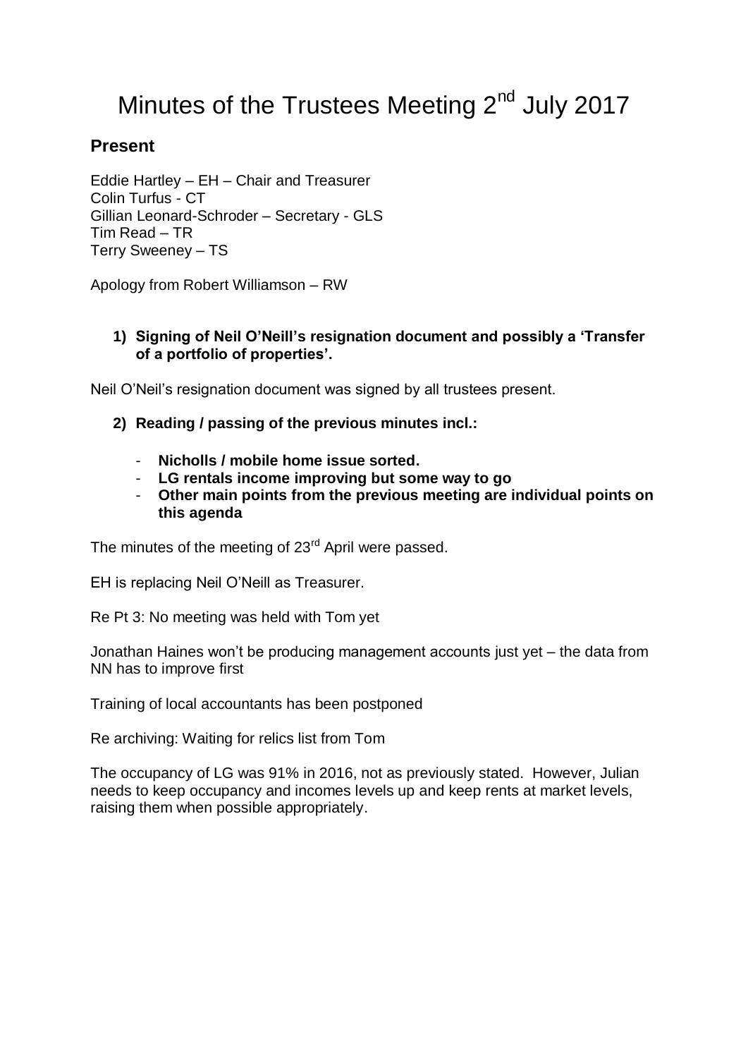# Minutes of the Trustees Meeting 2nd July 2017

## Present

Eddie Hartley – EH – Chair and Treasurer
Colin Turfus - CT
Gillian Leonard-Schroder – Secretary - GLS
Tim Read – TR
Terry Sweeney – TS

Apology from Robert Williamson – RW

1) **Signing of Neil O'Neill's resignation document and possibly a 'Transfer of a portfolio of properties'.**

Neil O'Neil's resignation document was signed by all trustees present.

2) **Reading / passing of the previous minutes incl.:**

    - **Nicholls / mobile home issue sorted.**
    - **LG rentals income improving but some way to go**
    - **Other main points from the previous meeting are individual points on this agenda**

The minutes of the meeting of 23rd April were passed.

EH is replacing Neil O'Neill as Treasurer.

Re Pt 3: No meeting was held with Tom yet

Jonathan Haines won't be producing management accounts just yet – the data from NN has to improve first

Training of local accountants has been postponed

Re archiving: Waiting for relics list from Tom

The occupancy of LG was 91% in 2016, not as previously stated. However, Julian needs to keep occupancy and incomes levels up and keep rents at market levels, raising them when possible appropriately.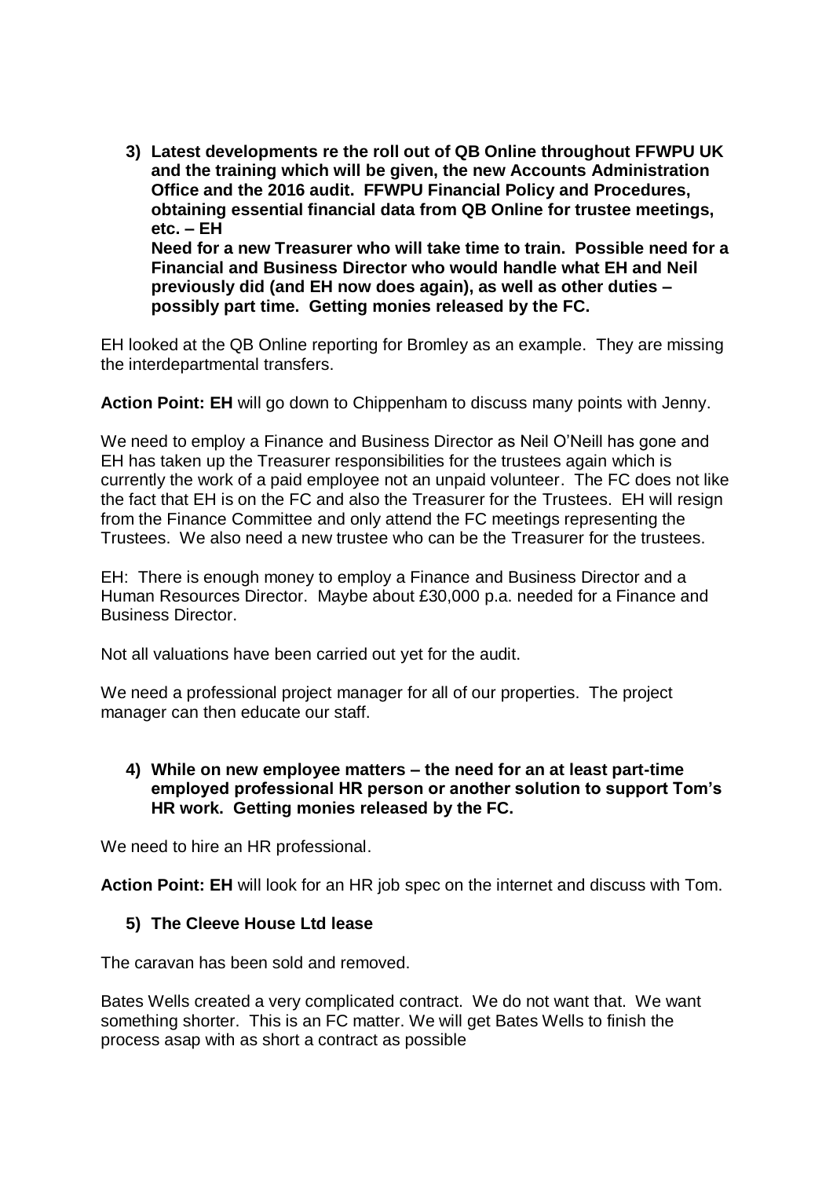3) **Latest developments re the roll out of QB Online throughout FFWPU UK and the training which will be given, the new Accounts Administration Office and the 2016 audit. FFWPU Financial Policy and Procedures, obtaining essential financial data from QB Online for trustee meetings, etc. – EH**
   **Need for a new Treasurer who will take time to train. Possible need for a Financial and Business Director who would handle what EH and Neil previously did (and EH now does again), as well as other duties – possibly part time. Getting monies released by the FC.**

EH looked at the QB Online reporting for Bromley as an example. They are missing the interdepartmental transfers.

**Action Point: EH** will go down to Chippenham to discuss many points with Jenny.

We need to employ a Finance and Business Director as Neil O'Neill has gone and EH has taken up the Treasurer responsibilities for the trustees again which is currently the work of a paid employee not an unpaid volunteer. The FC does not like the fact that EH is on the FC and also the Treasurer for the Trustees. EH will resign from the Finance Committee and only attend the FC meetings representing the Trustees. We also need a new trustee who can be the Treasurer for the trustees.

EH: There is enough money to employ a Finance and Business Director and a Human Resources Director. Maybe about £30,000 p.a. needed for a Finance and Business Director.

Not all valuations have been carried out yet for the audit.

We need a professional project manager for all of our properties. The project manager can then educate our staff.

4) **While on new employee matters – the need for an at least part-time employed professional HR person or another solution to support Tom's HR work. Getting monies released by the FC.**

We need to hire an HR professional.

**Action Point: EH** will look for an HR job spec on the internet and discuss with Tom.

5) **The Cleeve House Ltd lease**

The caravan has been sold and removed.

Bates Wells created a very complicated contract. We do not want that. We want something shorter. This is an FC matter. We will get Bates Wells to finish the process asap with as short a contract as possible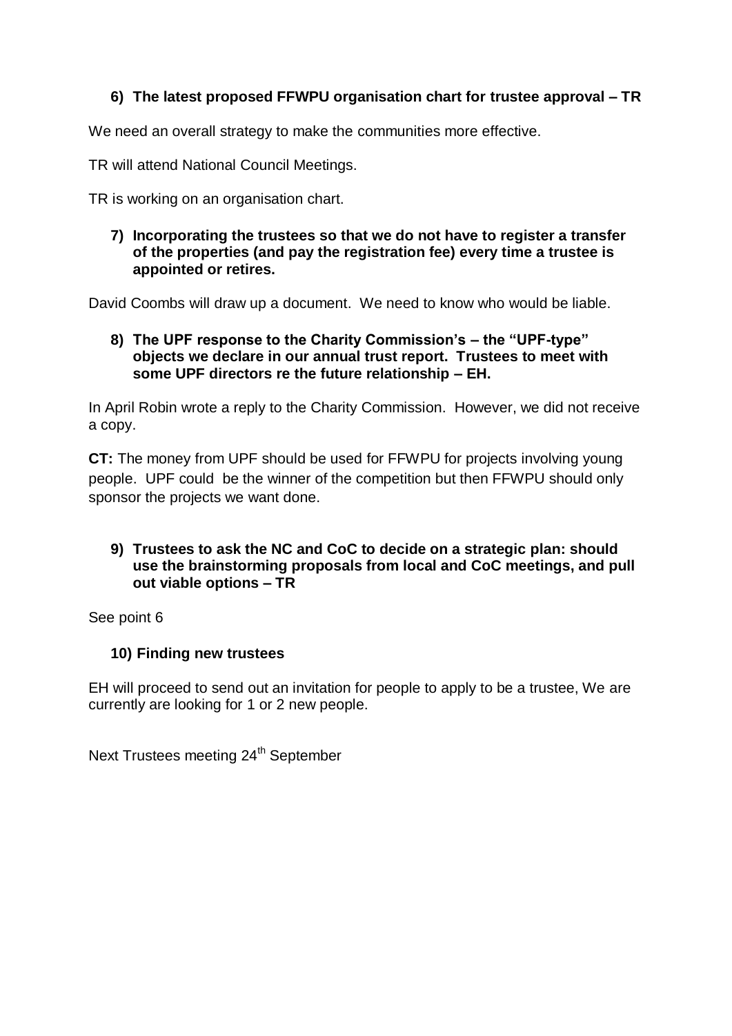**6) The latest proposed FFWPU organisation chart for trustee approval – TR**

We need an overall strategy to make the communities more effective.

TR will attend National Council Meetings.

TR is working on an organisation chart.

**7) Incorporating the trustees so that we do not have to register a transfer of the properties (and pay the registration fee) every time a trustee is appointed or retires.**

David Coombs will draw up a document. We need to know who would be liable.

**8) The UPF response to the Charity Commission's – the "UPF-type" objects we declare in our annual trust report. Trustees to meet with some UPF directors re the future relationship – EH.**

In April Robin wrote a reply to the Charity Commission. However, we did not receive a copy.

**CT:** The money from UPF should be used for FFWPU for projects involving young people. UPF could be the winner of the competition but then FFWPU should only sponsor the projects we want done.

**9) Trustees to ask the NC and CoC to decide on a strategic plan: should use the brainstorming proposals from local and CoC meetings, and pull out viable options – TR**

See point 6

**10) Finding new trustees**

EH will proceed to send out an invitation for people to apply to be a trustee, We are currently are looking for 1 or 2 new people.

Next Trustees meeting 24th September